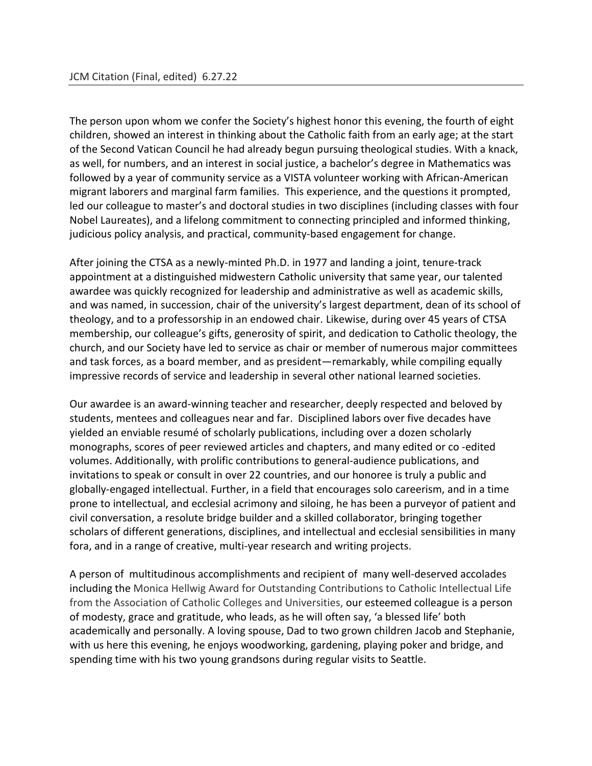JCM Citation (Final, edited) 6.27.22

The person upon whom we confer the Society's highest honor this evening, the fourth of eight children, showed an interest in thinking about the Catholic faith from an early age; at the start of the Second Vatican Council he had already begun pursuing theological studies. With a knack, as well, for numbers, and an interest in social justice, a bachelor's degree in Mathematics was followed by a year of community service as a VISTA volunteer working with African-American migrant laborers and marginal farm families. This experience, and the questions it prompted, led our colleague to master's and doctoral studies in two disciplines (including classes with four Nobel Laureates), and a lifelong commitment to connecting principled and informed thinking, judicious policy analysis, and practical, community-based engagement for change.

After joining the CTSA as a newly-minted Ph.D. in 1977 and landing a joint, tenure-track appointment at a distinguished midwestern Catholic university that same year, our talented awardee was quickly recognized for leadership and administrative as well as academic skills, and was named, in succession, chair of the university's largest department, dean of its school of theology, and to a professorship in an endowed chair. Likewise, during over 45 years of CTSA membership, our colleague's gifts, generosity of spirit, and dedication to Catholic theology, the church, and our Society have led to service as chair or member of numerous major committees and task forces, as a board member, and as president—remarkably, while compiling equally impressive records of service and leadership in several other national learned societies.

Our awardee is an award-winning teacher and researcher, deeply respected and beloved by students, mentees and colleagues near and far. Disciplined labors over five decades have yielded an enviable resumé of scholarly publications, including over a dozen scholarly monographs, scores of peer reviewed articles and chapters, and many edited or co -edited volumes. Additionally, with prolific contributions to general-audience publications, and invitations to speak or consult in over 22 countries, and our honoree is truly a public and globally-engaged intellectual. Further, in a field that encourages solo careerism, and in a time prone to intellectual, and ecclesial acrimony and siloing, he has been a purveyor of patient and civil conversation, a resolute bridge builder and a skilled collaborator, bringing together scholars of different generations, disciplines, and intellectual and ecclesial sensibilities in many fora, and in a range of creative, multi-year research and writing projects.

A person of multitudinous accomplishments and recipient of many well-deserved accolades including the Monica Hellwig Award for Outstanding Contributions to Catholic Intellectual Life from the Association of Catholic Colleges and Universities, our esteemed colleague is a person of modesty, grace and gratitude, who leads, as he will often say, 'a blessed life' both academically and personally. A loving spouse, Dad to two grown children Jacob and Stephanie, with us here this evening, he enjoys woodworking, gardening, playing poker and bridge, and spending time with his two young grandsons during regular visits to Seattle.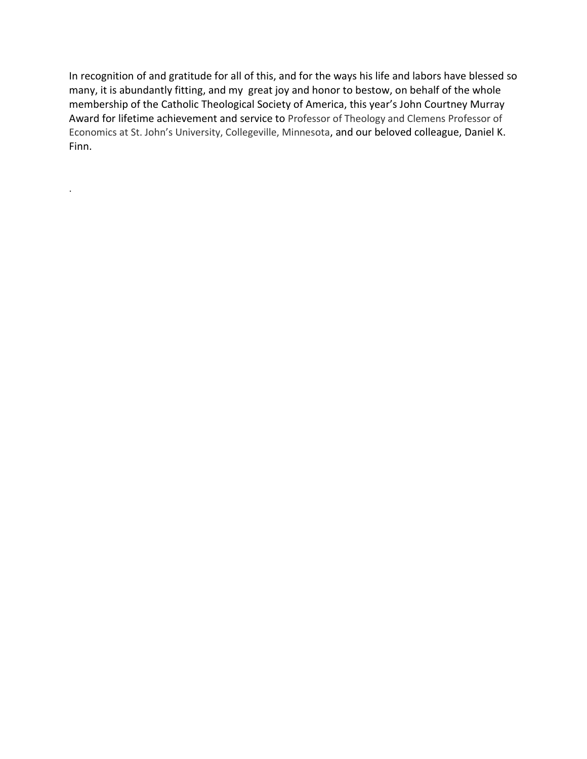In recognition of and gratitude for all of this, and for the ways his life and labors have blessed so many, it is abundantly fitting, and my great joy and honor to bestow, on behalf of the whole membership of the Catholic Theological Society of America, this year's John Courtney Murray Award for lifetime achievement and service to Professor of Theology and Clemens Professor of Economics at St. John's University, Collegeville, Minnesota, and our beloved colleague, Daniel K. Finn.

.